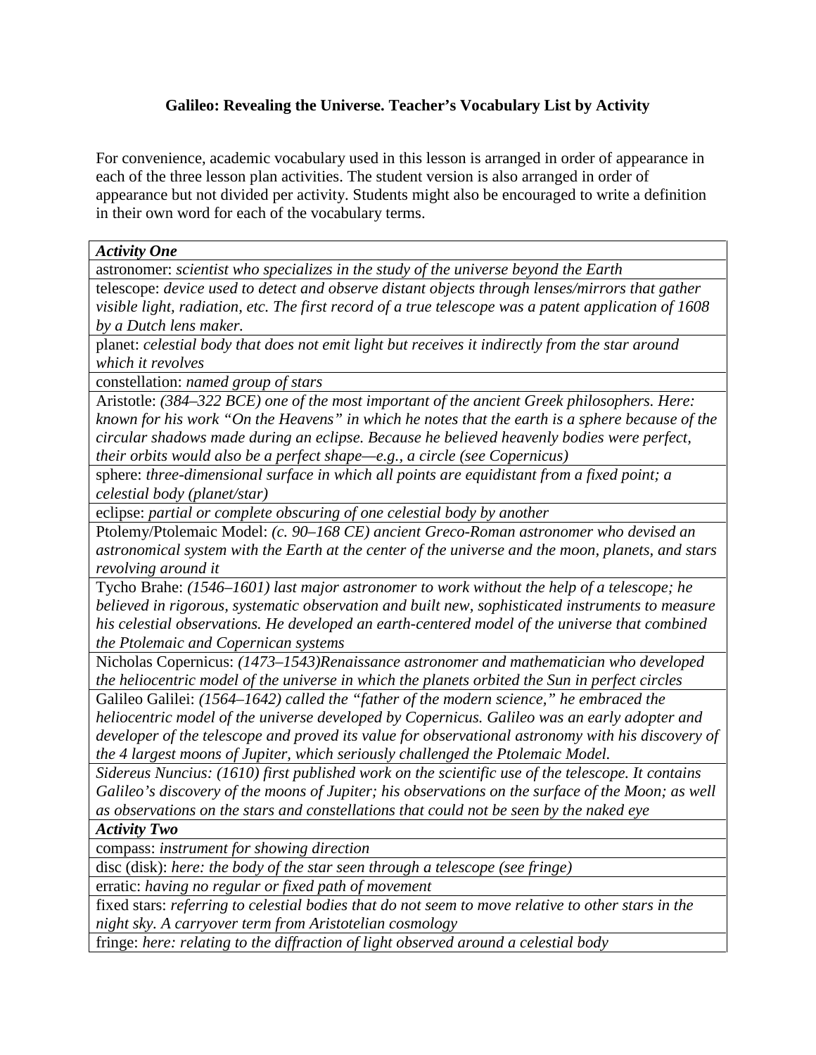**Galileo: Revealing the Universe. Teacher's Vocabulary List by Activity**

For convenience, academic vocabulary used in this lesson is arranged in order of appearance in each of the three lesson plan activities. The student version is also arranged in order of appearance but not divided per activity. Students might also be encouraged to write a definition in their own word for each of the vocabulary terms.

| ***Activity One*** |
|---|
| astronomer: *scientist who specializes in the study of the universe beyond the Earth* |
| telescope: *device used to detect and observe distant objects through lenses/mirrors that gather visible light, radiation, etc. The first record of a true telescope was a patent application of 1608 by a Dutch lens maker.* |
| planet: *celestial body that does not emit light but receives it indirectly from the star around which it revolves* |
| constellation: *named group of stars* |
| Aristotle: *(384–322 BCE) one of the most important of the ancient Greek philosophers. Here: known for his work "On the Heavens" in which he notes that the earth is a sphere because of the circular shadows made during an eclipse. Because he believed heavenly bodies were perfect, their orbits would also be a perfect shape—e.g., a circle (see Copernicus)* |
| sphere: *three-dimensional surface in which all points are equidistant from a fixed point; a celestial body (planet/star)* |
| eclipse: *partial or complete obscuring of one celestial body by another* |
| Ptolemy/Ptolemaic Model: *(c. 90–168 CE) ancient Greco-Roman astronomer who devised an astronomical system with the Earth at the center of the universe and the moon, planets, and stars revolving around it* |
| Tycho Brahe: *(1546–1601) last major astronomer to work without the help of a telescope; he believed in rigorous, systematic observation and built new, sophisticated instruments to measure his celestial observations. He developed an earth-centered model of the universe that combined the Ptolemaic and Copernican systems* |
| Nicholas Copernicus: *(1473–1543)Renaissance astronomer and mathematician who developed the heliocentric model of the universe in which the planets orbited the Sun in perfect circles* |
| Galileo Galilei: *(1564–1642) called the "father of the modern science," he embraced the heliocentric model of the universe developed by Copernicus. Galileo was an early adopter and developer of the telescope and proved its value for observational astronomy with his discovery of the 4 largest moons of Jupiter, which seriously challenged the Ptolemaic Model.* |
| *Sidereus Nuncius: (1610) first published work on the scientific use of the telescope. It contains Galileo's discovery of the moons of Jupiter; his observations on the surface of the Moon; as well as observations on the stars and constellations that could not be seen by the naked eye* |
| ***Activity Two*** |
| compass: *instrument for showing direction* |
| disc (disk): *here: the body of the star seen through a telescope (see fringe)* |
| erratic: *having no regular or fixed path of movement* |
| fixed stars: *referring to celestial bodies that do not seem to move relative to other stars in the night sky. A carryover term from Aristotelian cosmology* |
| fringe: *here: relating to the diffraction of light observed around a celestial body* |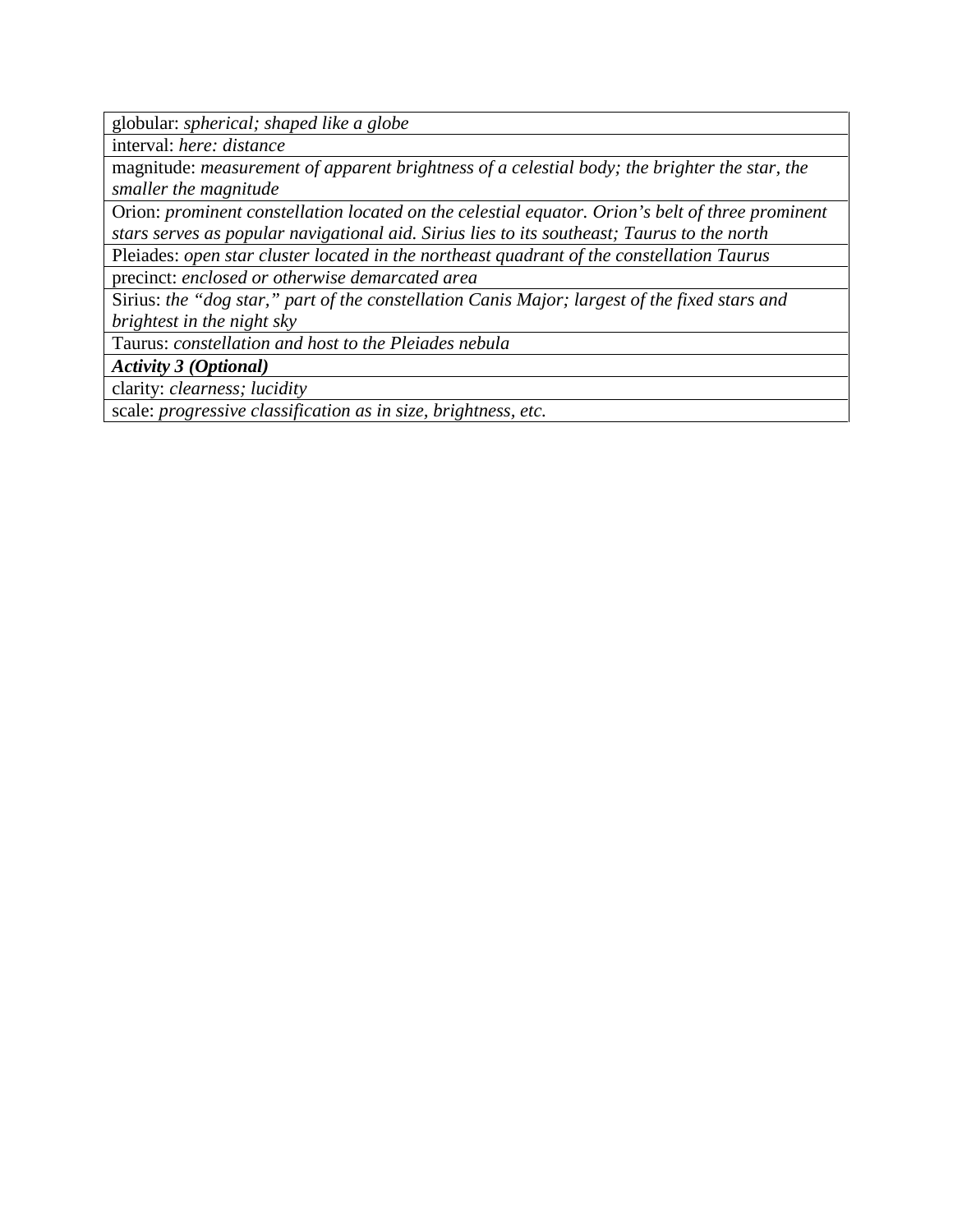| |
|---|
| globular: *spherical; shaped like a globe* |
| interval: *here: distance* |
| magnitude: *measurement of apparent brightness of a celestial body; the brighter the star, the smaller the magnitude* |
| Orion: *prominent constellation located on the celestial equator. Orion's belt of three prominent stars serves as popular navigational aid. Sirius lies to its southeast; Taurus to the north* |
| Pleiades: *open star cluster located in the northeast quadrant of the constellation Taurus* |
| precinct: *enclosed or otherwise demarcated area* |
| Sirius: *the "dog star," part of the constellation Canis Major; largest of the fixed stars and brightest in the night sky* |
| Taurus: *constellation and host to the Pleiades nebula* |
| ***Activity 3 (Optional)*** |
| clarity: *clearness; lucidity* |
| scale: *progressive classification as in size, brightness, etc.* |